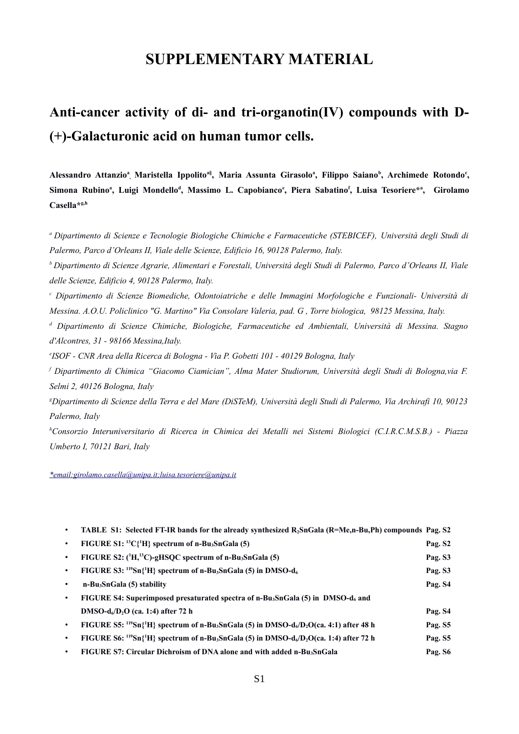# SUPPLEMENTARY MATERIAL

## Anti-cancer activity of di- and tri-organotin(IV) compounds with D-(+)-Galacturonic acid on human tumor cells.

**Alessandro Attanzio[a], Maristella Ippolito[a§], Maria Assunta Girasolo[a], Filippo Saiano[b], Archimede Rotondo[c], Simona Rubino[a], Luigi Mondello[d], Massimo L. Capobianco[e], Piera Sabatino[f], Luisa Tesoriere*[a], Girolamo Casella*[g,h]**

*[a] Dipartimento di Scienze e Tecnologie Biologiche Chimiche e Farmaceutiche (STEBICEF), Università degli Studi di Palermo, Parco d'Orleans II, Viale delle Scienze, Edificio 16, 90128 Palermo, Italy.*

*[b] Dipartimento di Scienze Agrarie, Alimentari e Forestali, Università degli Studi di Palermo, Parco d'Orleans II, Viale delle Scienze, Edificio 4, 90128 Palermo, Italy.*

*[c] Dipartimento di Scienze Biomediche, Odontoiatriche e delle Immagini Morfologiche e Funzionali- Università di Messina. A.O.U. Policlinico "G. Martino" Via Consolare Valeria, pad. G , Torre biologica, 98125 Messina, Italy.*

*[d] Dipartimento di Scienze Chimiche, Biologiche, Farmaceutiche ed Ambientali, Università di Messina. Stagno d'Alcontres, 31 - 98166 Messina,Italy.*

*[e] ISOF - CNR Area della Ricerca di Bologna - Via P. Gobetti 101 - 40129 Bologna, Italy*

*[f] Dipartimento di Chimica "Giacomo Ciamician", Alma Mater Studiorum, Università degli Studi di Bologna,via F. Selmi 2, 40126 Bologna, Italy*

*[g] Dipartimento di Scienze della Terra e del Mare (DiSTeM), Università degli Studi di Palermo, Via Archirafi 10, 90123 Palermo, Italy*

*[h] Consorzio Interuniversitario di Ricerca in Chimica dei Metalli nei Sistemi Biologici (C.I.R.C.M.S.B.) - Piazza Umberto I, 70121 Bari, Italy*

*email:girolamo.casella@unipa.it;luisa.tesoriere@unipa.it

- **TABLE S1: Selected FT-IR bands for the already synthesized $R_2$SnGala (R=Me,n-Bu,Ph) compounds** **Pag. S2**
- **FIGURE S1: $^{13}C\{^1H\}$ spectrum of n-$Bu_3$SnGala (5)** **Pag. S2**
- **FIGURE S2: $(^1H,^{13}C)$-gHSQC spectrum of n-$Bu_3$SnGala (5)** **Pag. S3**
- **FIGURE S3: $^{119}Sn\{^1H\}$ spectrum of n-$Bu_3$SnGala (5) in DMSO-$d_6$** **Pag. S3**
- **n-$Bu_3$SnGala (5) stability** **Pag. S4**
- **FIGURE S4: Superimposed presaturated spectra of n-$Bu_3$SnGala (5) in DMSO-$d_6$ and DMSO-$d_6$/$D_2O$ (ca. 1:4) after 72 h** **Pag. S4**
- **FIGURE S5: $^{119}Sn\{^1H\}$ spectrum of n-$Bu_3$SnGala (5) in DMSO-$d_6$/$D_2O$(ca. 4:1) after 48 h** **Pag. S5**
- **FIGURE S6: $^{119}Sn\{^1H\}$ spectrum of n-$Bu_3$SnGala (5) in DMSO-$d_6$/$D_2O$(ca. 1:4) after 72 h** **Pag. S5**
- **FIGURE S7: Circular Dichroism of DNA alone and with added n-$Bu_3$SnGala** **Pag. S6**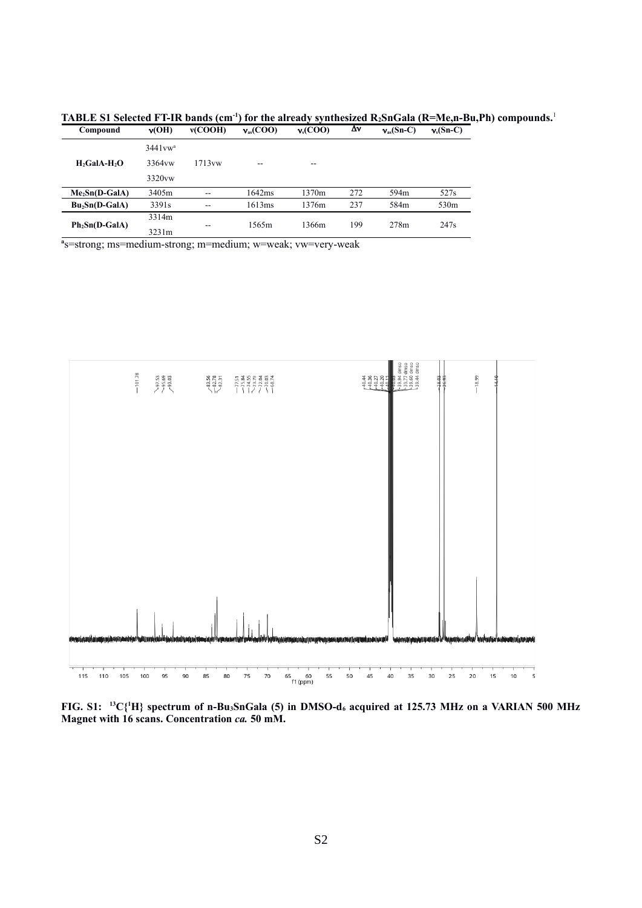**TABLE S1 Selected FT-IR bands ($cm^{-1}$) for the already synthesized $R_2$SnGala (R=Me,n-Bu,Ph) compounds.**[1]

| Compound | ν(OH) | ν(COOH) | $\nu_{as}$(COO) | $\nu_s$(COO) | Δν | $\nu_{as}$(Sn-C) | $\nu_s$(Sn-C) |
|---|---|---|---|---|---|---|---|
| **$H_2$GalA-$H_2$O** | 3441vw[a] 3364vw 3320vw | 1713vw | -- | -- | | | |
| **$Me_2$Sn(D-GalA)** | 3405m | -- | 1642ms | 1370m | 272 | 594m | 527s |
| **$Bu_2$Sn(D-GalA)** | 3391s | -- | 1613ms | 1376m | 237 | 584m | 530m |
| **$Ph_2$Sn(D-GalA)** | 3314m 3231m | -- | 1565m | 1366m | 199 | 278m | 247s |

[a]s=strong; ms=medium-strong; m=medium; w=weak; vw=very-weak

**FIG. S1: $^{13}$C{$^1$H} spectrum of n-$Bu_3$SnGala (5) in DMSO-$d_6$ acquired at 125.73 MHz on a VARIAN 500 MHz Magnet with 16 scans. Concentration *ca.* 50 mM.**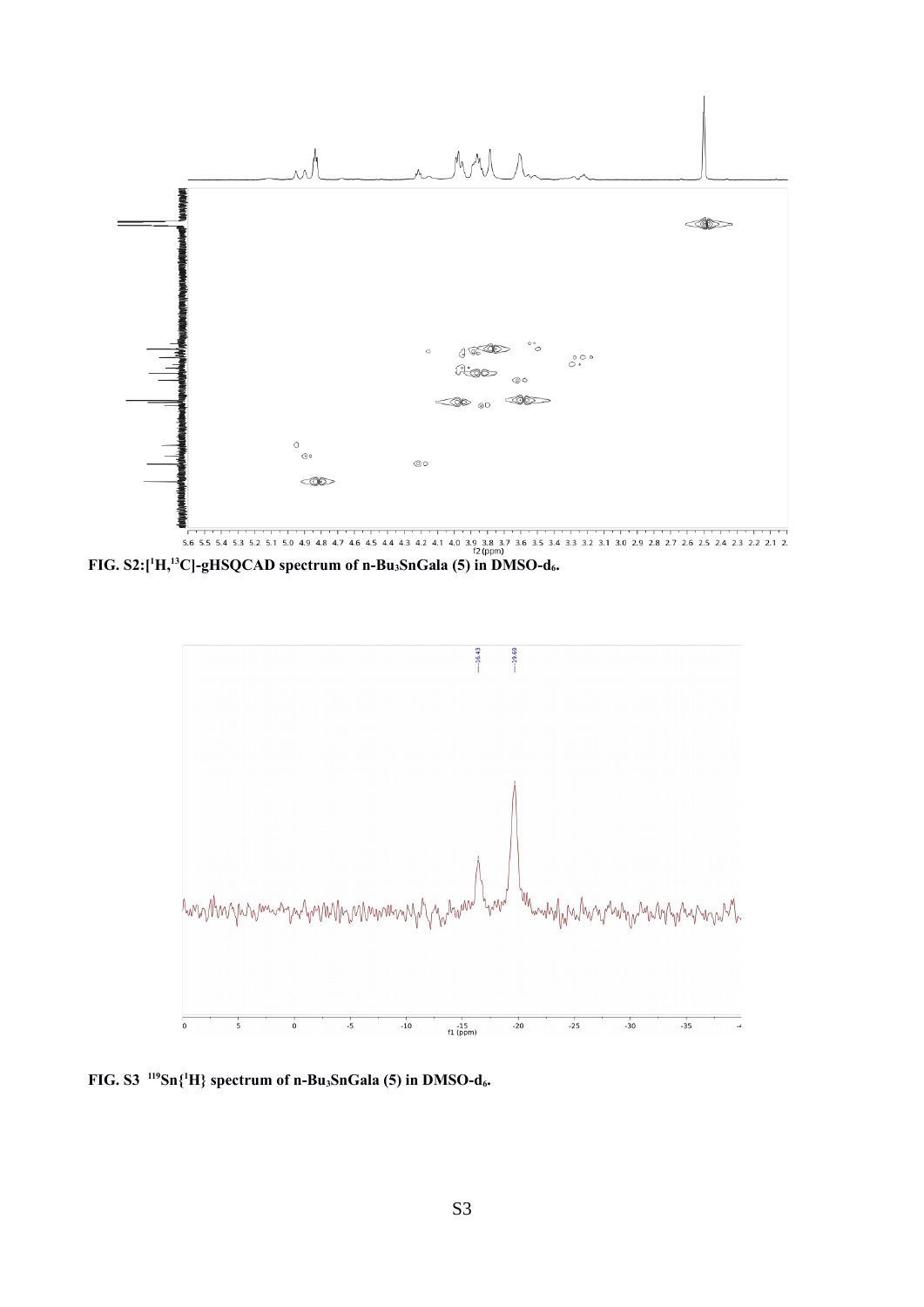FIG. S2: [$^{1}H$,$^{13}C$]-gHSQCAD spectrum of n-$Bu_3$SnGala (5) in DMSO-$d_6$.

FIG. S3 $^{119}Sn\{^{1}H\}$ spectrum of n-$Bu_3$SnGala (5) in DMSO-$d_6$.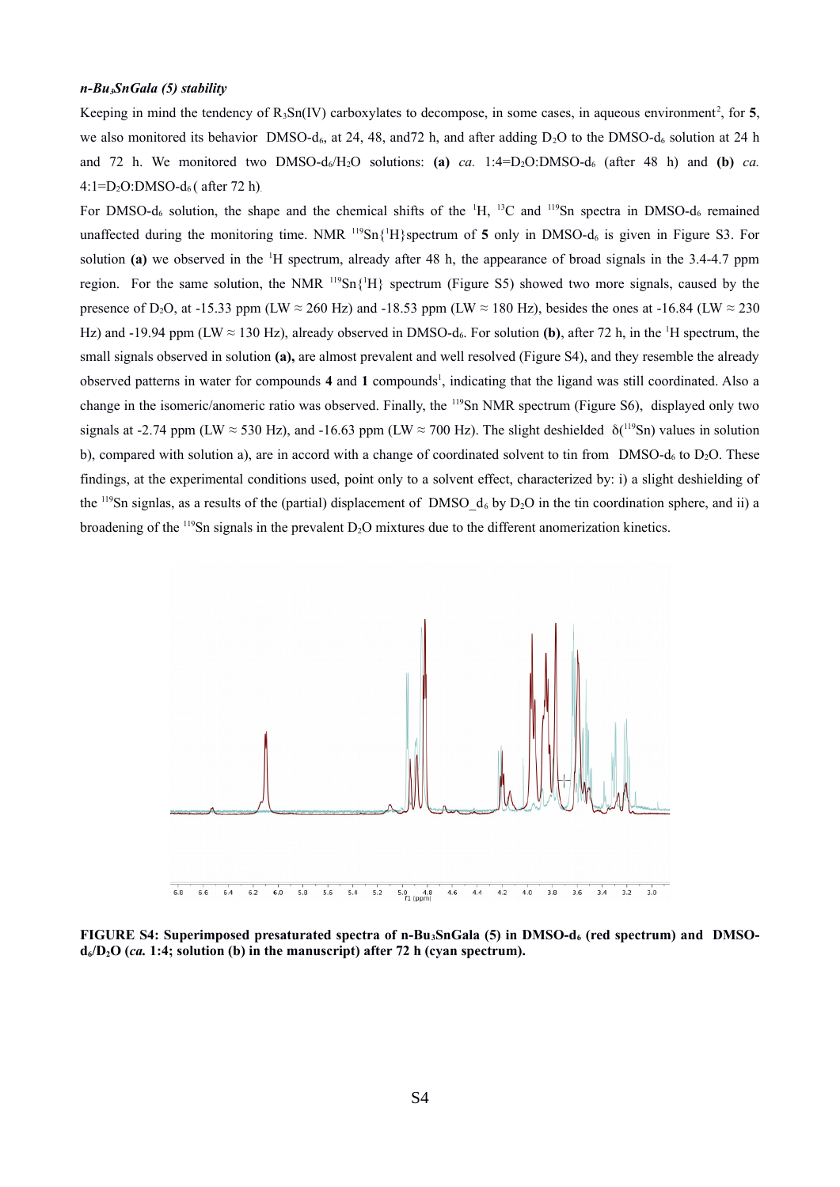***n-Bu$_3$SnGala (5) stability***

Keeping in mind the tendency of $R_3Sn(IV)$ carboxylates to decompose, in some cases, in aqueous environment[2], for **5**, we also monitored its behavior DMSO-d$_6$, at 24, 48, and72 h, and after adding $D_2O$ to the DMSO-d$_6$ solution at 24 h and 72 h. We monitored two DMSO-d$_6$/$H_2O$ solutions: **(a)** *ca.* 1:4=$D_2O$:DMSO-d$_6$ (after 48 h) and **(b)** *ca.* 4:1=$D_2O$:DMSO-d$_6$ ( after 72 h).

For DMSO-d$_6$ solution, the shape and the chemical shifts of the $^{1}H$, $^{13}C$ and $^{119}Sn$ spectra in DMSO-d$_6$ remained unaffected during the monitoring time. NMR $^{119}Sn\{^{1}H\}$spectrum of **5** only in DMSO-d$_6$ is given in Figure S3. For solution **(a)** we observed in the $^{1}H$ spectrum, already after 48 h, the appearance of broad signals in the 3.4-4.7 ppm region. For the same solution, the NMR $^{119}Sn\{^{1}H\}$ spectrum (Figure S5) showed two more signals, caused by the presence of $D_2O$, at -15.33 ppm (LW ≈ 260 Hz) and -18.53 ppm (LW ≈ 180 Hz), besides the ones at -16.84 (LW ≈ 230 Hz) and -19.94 ppm (LW ≈ 130 Hz), already observed in DMSO-d$_6$. For solution **(b)**, after 72 h, in the $^{1}H$ spectrum, the small signals observed in solution **(a),** are almost prevalent and well resolved (Figure S4), and they resemble the already observed patterns in water for compounds **4** and **1** compounds[1], indicating that the ligand was still coordinated. Also a change in the isomeric/anomeric ratio was observed. Finally, the $^{119}Sn$ NMR spectrum (Figure S6), displayed only two signals at -2.74 ppm (LW ≈ 530 Hz), and -16.63 ppm (LW ≈ 700 Hz). The slight deshielded δ($^{119}Sn$) values in solution b), compared with solution a), are in accord with a change of coordinated solvent to tin from DMSO-d$_6$ to $D_2O$. These findings, at the experimental conditions used, point only to a solvent effect, characterized by: i) a slight deshielding of the $^{119}Sn$ signlas, as a results of the (partial) displacement of DMSO_d$_6$ by $D_2O$ in the tin coordination sphere, and ii) a broadening of the $^{119}Sn$ signals in the prevalent $D_2O$ mixtures due to the different anomerization kinetics.

**FIGURE S4: Superimposed presaturated spectra of n-Bu$_3$SnGala (5) in DMSO-d$_6$ (red spectrum) and DMSO-d$_6$/$D_2O$ (*ca.* 1:4; solution (b) in the manuscript) after 72 h (cyan spectrum).**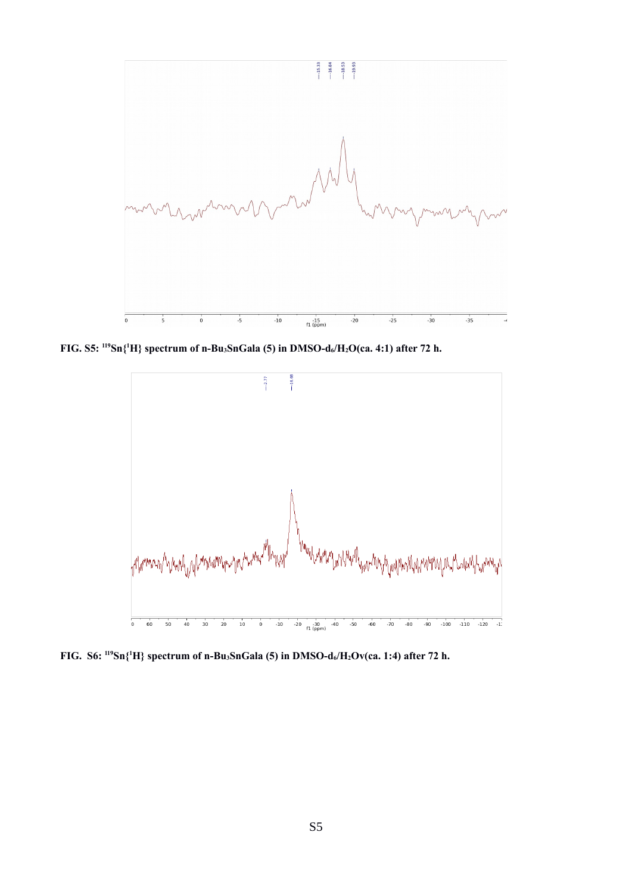**FIG. S5: $^{119}Sn\{^1H\}$ spectrum of n-Bu$_3$SnGala (5) in DMSO-d$_6$/H$_2$O(ca. 4:1) after 72 h.**

**FIG. S6: $^{119}Sn\{^1H\}$ spectrum of n-Bu$_3$SnGala (5) in DMSO-d$_6$/H$_2$Ov(ca. 1:4) after 72 h.**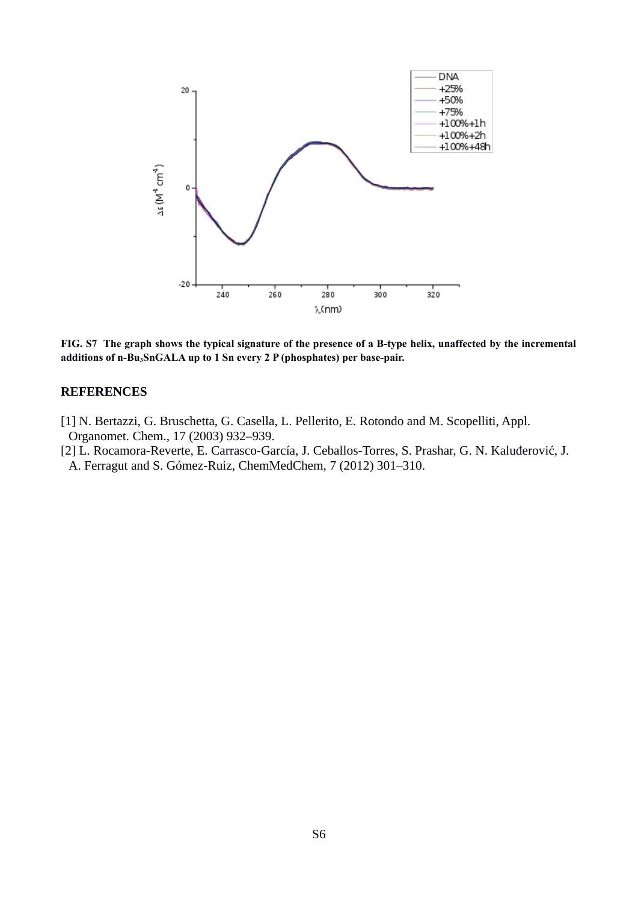DNA
+25%
+50%
+75%
+100%+1h
+100%+2h
+100%+48h

20
0
-20
240
260
280
300
320
Δε (M$^{-1}$ cm$^{-1}$)
λ (nm)

**FIG. S7 The graph shows the typical signature of the presence of a B-type helix, unaffected by the incremental additions of n-$Bu_3$SnGALA up to 1 Sn every 2 P (phosphates) per base-pair.**

## REFERENCES

[1] N. Bertazzi, G. Bruschetta, G. Casella, L. Pellerito, E. Rotondo and M. Scopelliti, Appl. Organomet. Chem., 17 (2003) 932–939.

[2] L. Rocamora-Reverte, E. Carrasco-García, J. Ceballos-Torres, S. Prashar, G. N. Kaluđerović, J. A. Ferragut and S. Gómez-Ruiz, ChemMedChem, 7 (2012) 301–310.